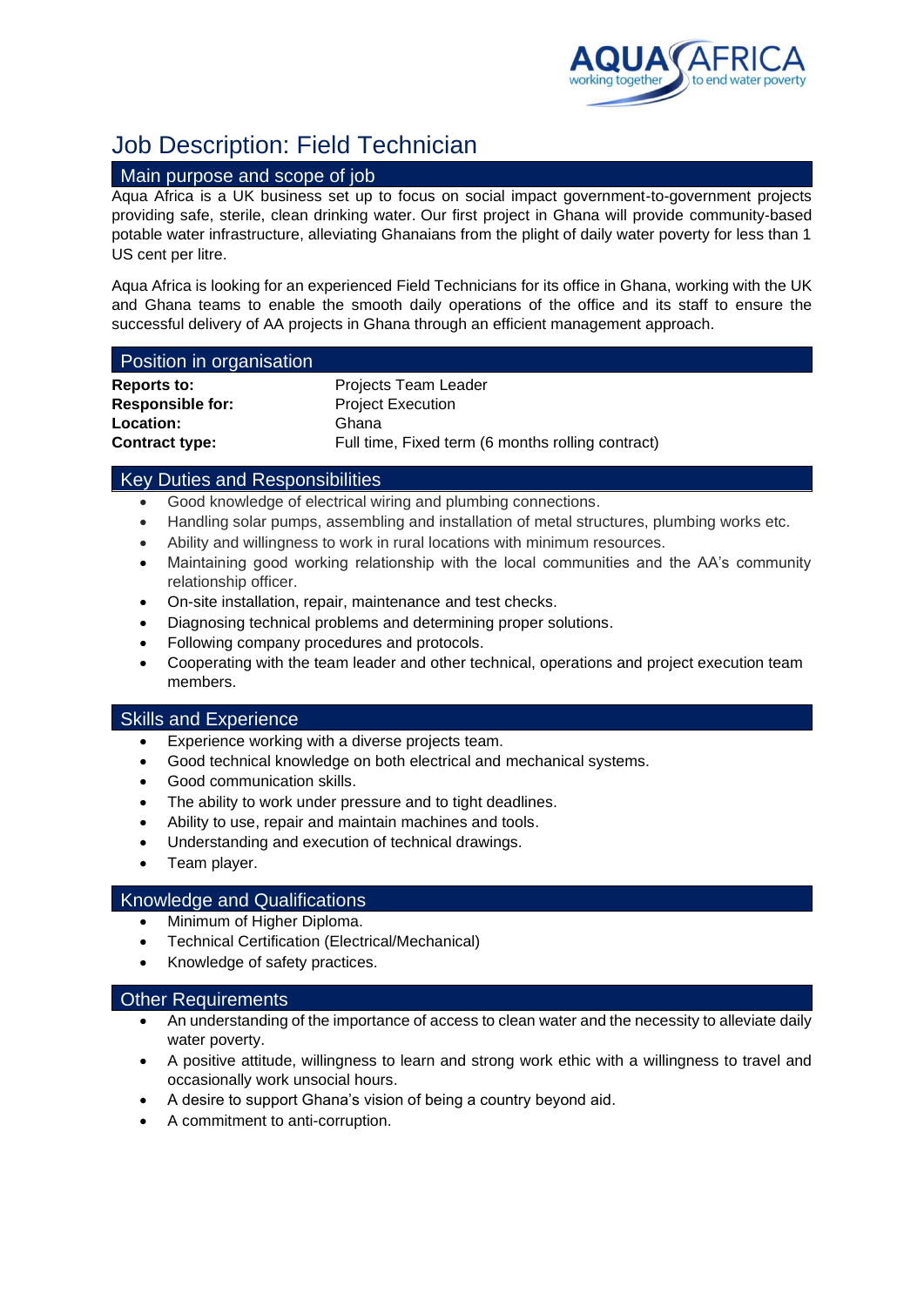# Job Description: Field Technician

## Main purpose and scope of job

Aqua Africa is a UK business set up to focus on social impact government-to-government projects providing safe, sterile, clean drinking water. Our first project in Ghana will provide community-based potable water infrastructure, alleviating Ghanaians from the plight of daily water poverty for less than 1 US cent per litre.

Aqua Africa is looking for an experienced Field Technicians for its office in Ghana, working with the UK and Ghana teams to enable the smooth daily operations of the office and its staff to ensure the successful delivery of AA projects in Ghana through an efficient management approach.

## Position in organisation

| | |
|---|---|
| **Reports to:** | Projects Team Leader |
| **Responsible for:** | Project Execution |
| **Location:** | Ghana |
| **Contract type:** | Full time, Fixed term (6 months rolling contract) |

## Key Duties and Responsibilities

- Good knowledge of electrical wiring and plumbing connections.
- Handling solar pumps, assembling and installation of metal structures, plumbing works etc.
- Ability and willingness to work in rural locations with minimum resources.
- Maintaining good working relationship with the local communities and the AA's community relationship officer.
- On-site installation, repair, maintenance and test checks.
- Diagnosing technical problems and determining proper solutions.
- Following company procedures and protocols.
- Cooperating with the team leader and other technical, operations and project execution team members.

## Skills and Experience

- Experience working with a diverse projects team.
- Good technical knowledge on both electrical and mechanical systems.
- Good communication skills.
- The ability to work under pressure and to tight deadlines.
- Ability to use, repair and maintain machines and tools.
- Understanding and execution of technical drawings.
- Team player.

## Knowledge and Qualifications

- Minimum of Higher Diploma.
- Technical Certification (Electrical/Mechanical)
- Knowledge of safety practices.

## Other Requirements

- An understanding of the importance of access to clean water and the necessity to alleviate daily water poverty.
- A positive attitude, willingness to learn and strong work ethic with a willingness to travel and occasionally work unsocial hours.
- A desire to support Ghana's vision of being a country beyond aid.
- A commitment to anti-corruption.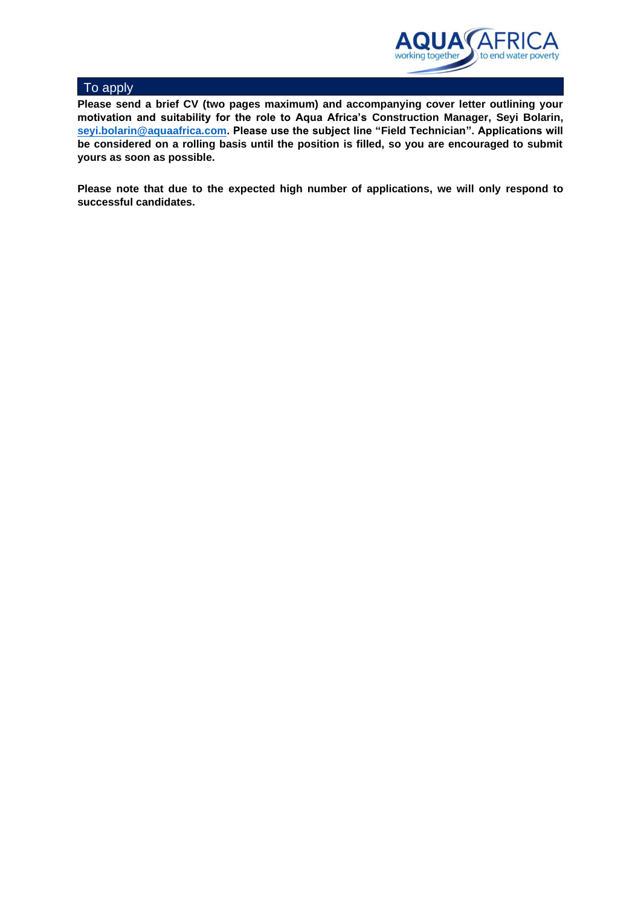## To apply

**Please send a brief CV (two pages maximum) and accompanying cover letter outlining your motivation and suitability for the role to Aqua Africa's Construction Manager, Seyi Bolarin, [seyi.bolarin@aquaafrica.com](mailto:seyi.bolarin@aquaafrica.com). Please use the subject line "Field Technician". Applications will be considered on a rolling basis until the position is filled, so you are encouraged to submit yours as soon as possible.**

**Please note that due to the expected high number of applications, we will only respond to successful candidates.**